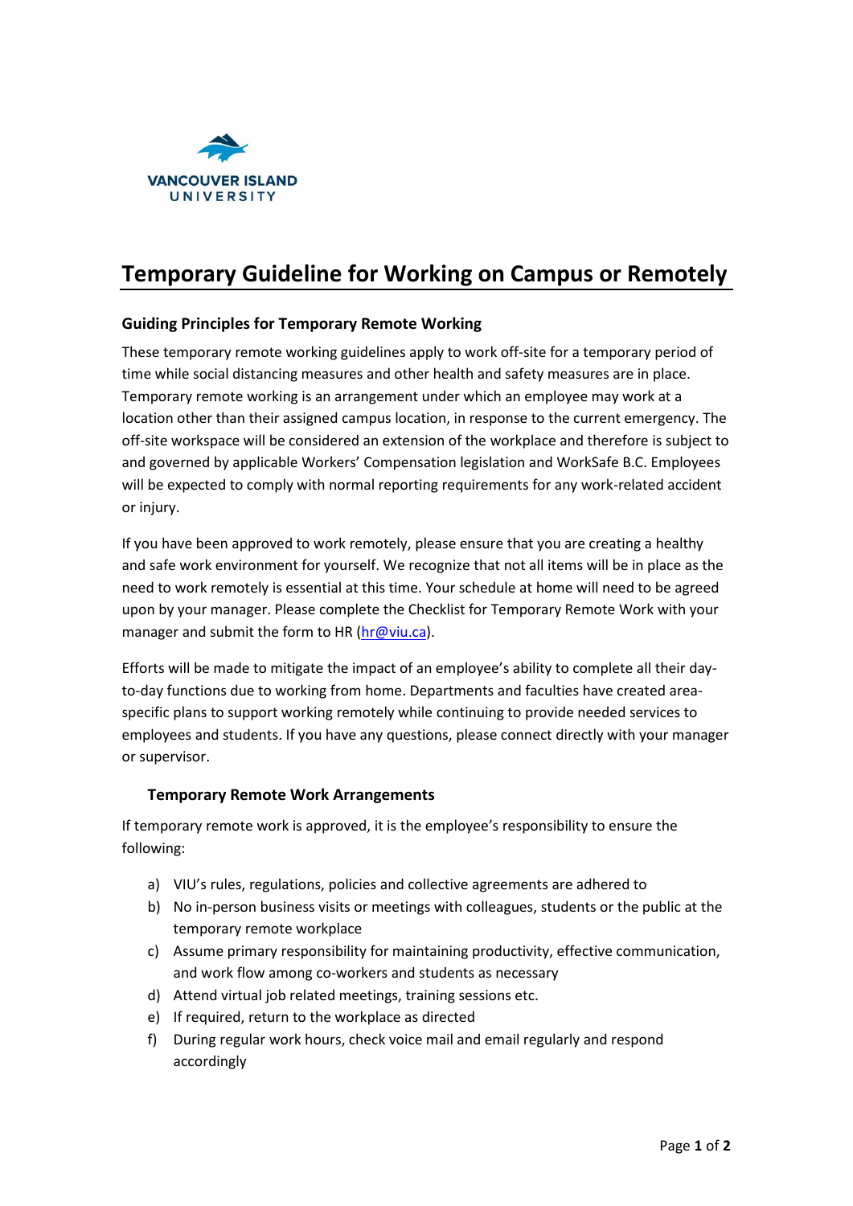VANCOUVER ISLAND UNIVERSITY

# Temporary Guideline for Working on Campus or Remotely

### Guiding Principles for Temporary Remote Working

These temporary remote working guidelines apply to work off-site for a temporary period of time while social distancing measures and other health and safety measures are in place. Temporary remote working is an arrangement under which an employee may work at a location other than their assigned campus location, in response to the current emergency. The off-site workspace will be considered an extension of the workplace and therefore is subject to and governed by applicable Workers' Compensation legislation and WorkSafe B.C. Employees will be expected to comply with normal reporting requirements for any work-related accident or injury.

If you have been approved to work remotely, please ensure that you are creating a healthy and safe work environment for yourself. We recognize that not all items will be in place as the need to work remotely is essential at this time. Your schedule at home will need to be agreed upon by your manager. Please complete the Checklist for Temporary Remote Work with your manager and submit the form to HR (hr@viu.ca).

Efforts will be made to mitigate the impact of an employee's ability to complete all their day-to-day functions due to working from home. Departments and faculties have created area-specific plans to support working remotely while continuing to provide needed services to employees and students. If you have any questions, please connect directly with your manager or supervisor.

### Temporary Remote Work Arrangements

If temporary remote work is approved, it is the employee's responsibility to ensure the following:

a) VIU's rules, regulations, policies and collective agreements are adhered to
b) No in-person business visits or meetings with colleagues, students or the public at the temporary remote workplace
c) Assume primary responsibility for maintaining productivity, effective communication, and work flow among co-workers and students as necessary
d) Attend virtual job related meetings, training sessions etc.
e) If required, return to the workplace as directed
f) During regular work hours, check voice mail and email regularly and respond accordingly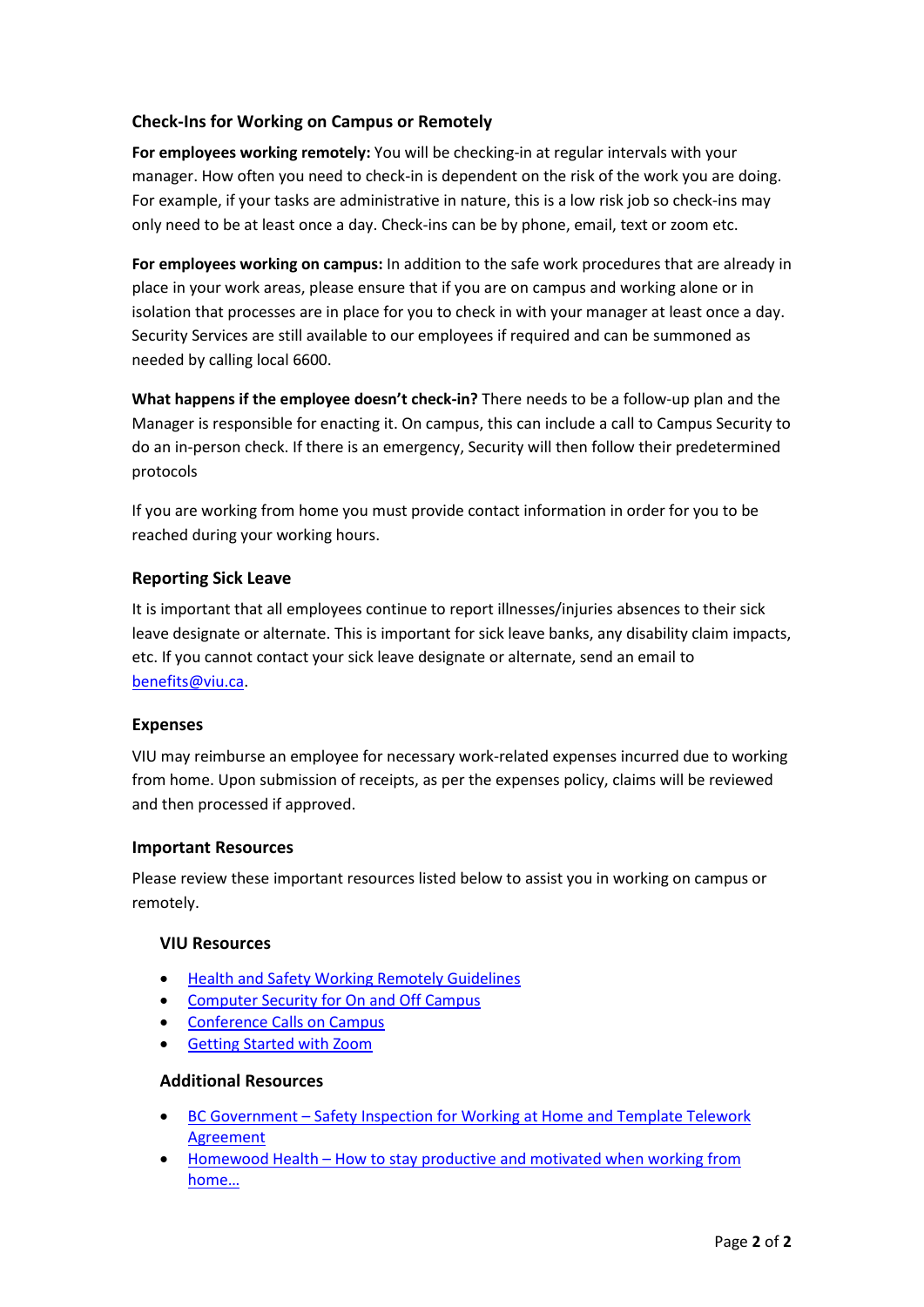### Check-Ins for Working on Campus or Remotely

**For employees working remotely:** You will be checking-in at regular intervals with your manager. How often you need to check-in is dependent on the risk of the work you are doing. For example, if your tasks are administrative in nature, this is a low risk job so check-ins may only need to be at least once a day. Check-ins can be by phone, email, text or zoom etc.

**For employees working on campus:** In addition to the safe work procedures that are already in place in your work areas, please ensure that if you are on campus and working alone or in isolation that processes are in place for you to check in with your manager at least once a day. Security Services are still available to our employees if required and can be summoned as needed by calling local 6600.

**What happens if the employee doesn't check-in?** There needs to be a follow-up plan and the Manager is responsible for enacting it. On campus, this can include a call to Campus Security to do an in-person check. If there is an emergency, Security will then follow their predetermined protocols

If you are working from home you must provide contact information in order for you to be reached during your working hours.

### Reporting Sick Leave

It is important that all employees continue to report illnesses/injuries absences to their sick leave designate or alternate. This is important for sick leave banks, any disability claim impacts, etc. If you cannot contact your sick leave designate or alternate, send an email to benefits@viu.ca.

### Expenses

VIU may reimburse an employee for necessary work-related expenses incurred due to working from home. Upon submission of receipts, as per the expenses policy, claims will be reviewed and then processed if approved.

### Important Resources

Please review these important resources listed below to assist you in working on campus or remotely.

#### VIU Resources

- Health and Safety Working Remotely Guidelines
- Computer Security for On and Off Campus
- Conference Calls on Campus
- Getting Started with Zoom

#### Additional Resources

- BC Government – Safety Inspection for Working at Home and Template Telework Agreement
- Homewood Health – How to stay productive and motivated when working from home…